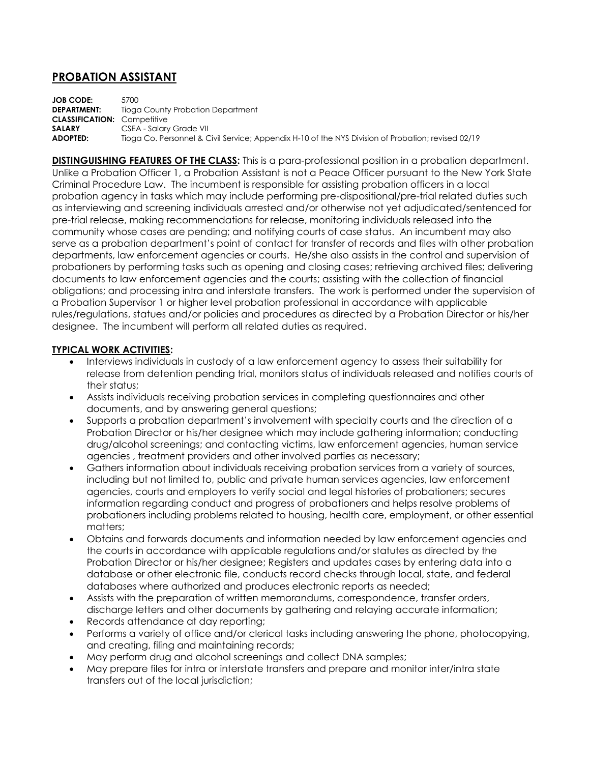## PROBATION ASSISTANT

**JOB CODE:** 5700
**DEPARTMENT:** Tioga County Probation Department
**CLASSIFICATION:** Competitive
**SALARY** CSEA - Salary Grade VII
**ADOPTED:** Tioga Co. Personnel & Civil Service; Appendix H-10 of the NYS Division of Probation; revised 02/19

**DISTINGUISHING FEATURES OF THE CLASS:** This is a para-professional position in a probation department. Unlike a Probation Officer 1, a Probation Assistant is not a Peace Officer pursuant to the New York State Criminal Procedure Law. The incumbent is responsible for assisting probation officers in a local probation agency in tasks which may include performing pre-dispositional/pre-trial related duties such as interviewing and screening individuals arrested and/or otherwise not yet adjudicated/sentenced for pre-trial release, making recommendations for release, monitoring individuals released into the community whose cases are pending; and notifying courts of case status. An incumbent may also serve as a probation department's point of contact for transfer of records and files with other probation departments, law enforcement agencies or courts. He/she also assists in the control and supervision of probationers by performing tasks such as opening and closing cases; retrieving archived files; delivering documents to law enforcement agencies and the courts; assisting with the collection of financial obligations; and processing intra and interstate transfers. The work is performed under the supervision of a Probation Supervisor 1 or higher level probation professional in accordance with applicable rules/regulations, statues and/or policies and procedures as directed by a Probation Director or his/her designee. The incumbent will perform all related duties as required.

**TYPICAL WORK ACTIVITIES:**

- Interviews individuals in custody of a law enforcement agency to assess their suitability for release from detention pending trial, monitors status of individuals released and notifies courts of their status;
- Assists individuals receiving probation services in completing questionnaires and other documents, and by answering general questions;
- Supports a probation department's involvement with specialty courts and the direction of a Probation Director or his/her designee which may include gathering information; conducting drug/alcohol screenings; and contacting victims, law enforcement agencies, human service agencies , treatment providers and other involved parties as necessary;
- Gathers information about individuals receiving probation services from a variety of sources, including but not limited to, public and private human services agencies, law enforcement agencies, courts and employers to verify social and legal histories of probationers; secures information regarding conduct and progress of probationers and helps resolve problems of probationers including problems related to housing, health care, employment, or other essential matters;
- Obtains and forwards documents and information needed by law enforcement agencies and the courts in accordance with applicable regulations and/or statutes as directed by the Probation Director or his/her designee; Registers and updates cases by entering data into a database or other electronic file, conducts record checks through local, state, and federal databases where authorized and produces electronic reports as needed;
- Assists with the preparation of written memorandums, correspondence, transfer orders, discharge letters and other documents by gathering and relaying accurate information;
- Records attendance at day reporting;
- Performs a variety of office and/or clerical tasks including answering the phone, photocopying, and creating, filing and maintaining records;
- May perform drug and alcohol screenings and collect DNA samples;
- May prepare files for intra or interstate transfers and prepare and monitor inter/intra state transfers out of the local jurisdiction;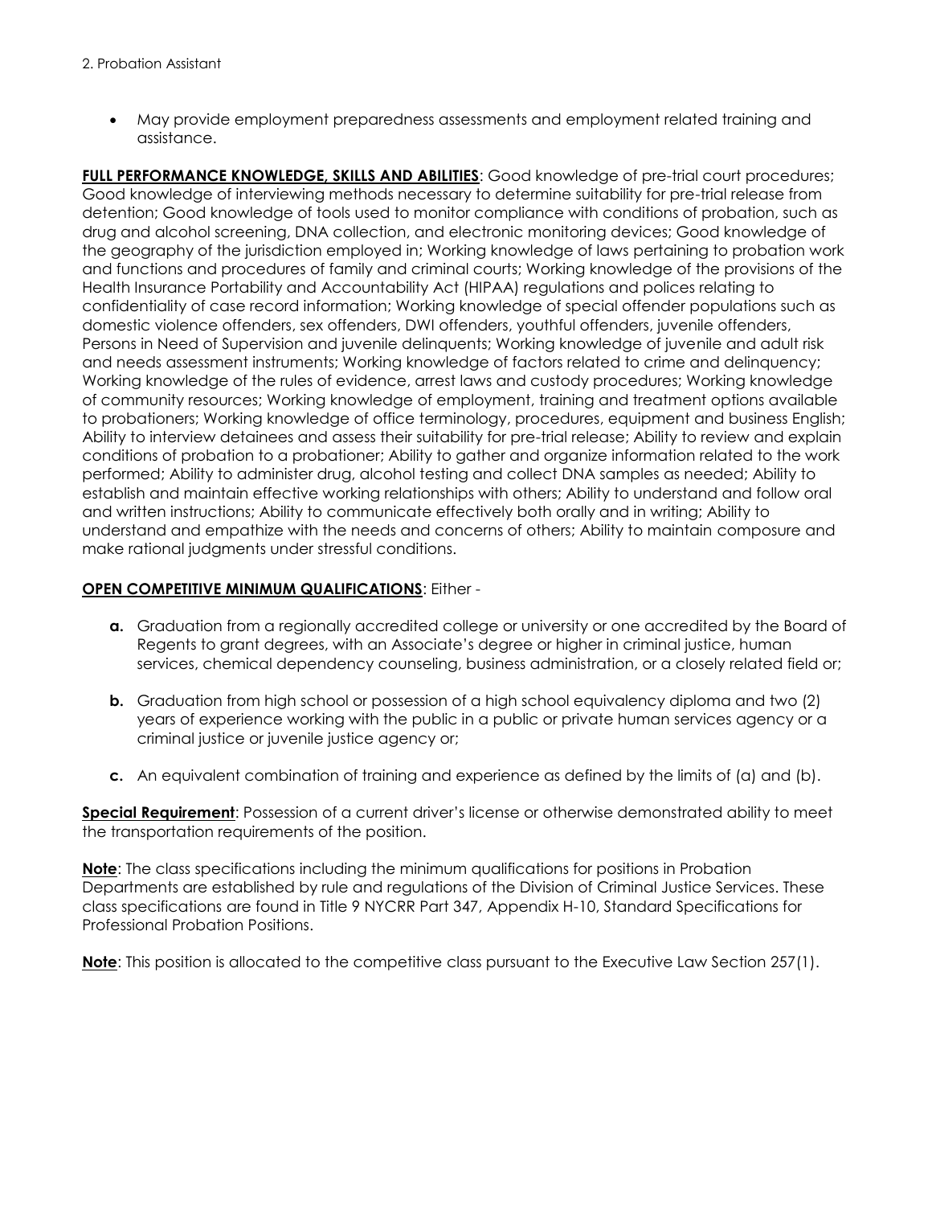- May provide employment preparedness assessments and employment related training and assistance.

**FULL PERFORMANCE KNOWLEDGE, SKILLS AND ABILITIES**: Good knowledge of pre-trial court procedures; Good knowledge of interviewing methods necessary to determine suitability for pre-trial release from detention; Good knowledge of tools used to monitor compliance with conditions of probation, such as drug and alcohol screening, DNA collection, and electronic monitoring devices; Good knowledge of the geography of the jurisdiction employed in; Working knowledge of laws pertaining to probation work and functions and procedures of family and criminal courts; Working knowledge of the provisions of the Health Insurance Portability and Accountability Act (HIPAA) regulations and polices relating to confidentiality of case record information; Working knowledge of special offender populations such as domestic violence offenders, sex offenders, DWI offenders, youthful offenders, juvenile offenders, Persons in Need of Supervision and juvenile delinquents; Working knowledge of juvenile and adult risk and needs assessment instruments; Working knowledge of factors related to crime and delinquency; Working knowledge of the rules of evidence, arrest laws and custody procedures; Working knowledge of community resources; Working knowledge of employment, training and treatment options available to probationers; Working knowledge of office terminology, procedures, equipment and business English; Ability to interview detainees and assess their suitability for pre-trial release; Ability to review and explain conditions of probation to a probationer; Ability to gather and organize information related to the work performed; Ability to administer drug, alcohol testing and collect DNA samples as needed; Ability to establish and maintain effective working relationships with others; Ability to understand and follow oral and written instructions; Ability to communicate effectively both orally and in writing; Ability to understand and empathize with the needs and concerns of others; Ability to maintain composure and make rational judgments under stressful conditions.

**OPEN COMPETITIVE MINIMUM QUALIFICATIONS**: Either -

- **a.** Graduation from a regionally accredited college or university or one accredited by the Board of Regents to grant degrees, with an Associate's degree or higher in criminal justice, human services, chemical dependency counseling, business administration, or a closely related field or;
- **b.** Graduation from high school or possession of a high school equivalency diploma and two (2) years of experience working with the public in a public or private human services agency or a criminal justice or juvenile justice agency or;
- **c.** An equivalent combination of training and experience as defined by the limits of (a) and (b).

**Special Requirement**: Possession of a current driver's license or otherwise demonstrated ability to meet the transportation requirements of the position.

**Note**: The class specifications including the minimum qualifications for positions in Probation Departments are established by rule and regulations of the Division of Criminal Justice Services. These class specifications are found in Title 9 NYCRR Part 347, Appendix H-10, Standard Specifications for Professional Probation Positions.

**Note**: This position is allocated to the competitive class pursuant to the Executive Law Section 257(1).